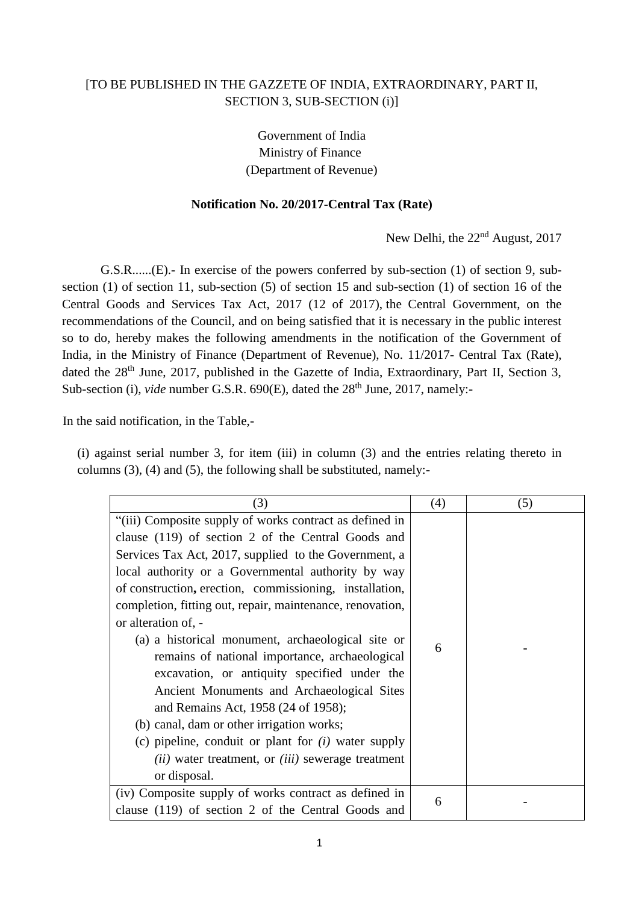[TO BE PUBLISHED IN THE GAZZETE OF INDIA, EXTRAORDINARY, PART II, SECTION 3, SUB-SECTION (i)]

Government of India
Ministry of Finance
(Department of Revenue)

**Notification No. 20/2017-Central Tax (Rate)**

New Delhi, the 22nd August, 2017

G.S.R......(E).- In exercise of the powers conferred by sub-section (1) of section 9, sub-section (1) of section 11, sub-section (5) of section 15 and sub-section (1) of section 16 of the Central Goods and Services Tax Act, 2017 (12 of 2017), the Central Government, on the recommendations of the Council, and on being satisfied that it is necessary in the public interest so to do, hereby makes the following amendments in the notification of the Government of India, in the Ministry of Finance (Department of Revenue), No. 11/2017- Central Tax (Rate), dated the 28th June, 2017, published in the Gazette of India, Extraordinary, Part II, Section 3, Sub-section (i), *vide* number G.S.R. 690(E), dated the 28th June, 2017, namely:-

In the said notification, in the Table,-

(i) against serial number 3, for item (iii) in column (3) and the entries relating thereto in columns (3), (4) and (5), the following shall be substituted, namely:-

| (3) | (4) | (5) |
|---|---|---|
| "(iii) Composite supply of works contract as defined in clause (119) of section 2 of the Central Goods and Services Tax Act, 2017, supplied to the Government, a local authority or a Governmental authority by way of construction, erection, commissioning, installation, completion, fitting out, repair, maintenance, renovation, or alteration of, -<br>(a) a historical monument, archaeological site or remains of national importance, archaeological excavation, or antiquity specified under the Ancient Monuments and Archaeological Sites and Remains Act, 1958 (24 of 1958);<br>(b) canal, dam or other irrigation works;<br>(c) pipeline, conduit or plant for *(i)* water supply *(ii)* water treatment, or *(iii)* sewerage treatment or disposal. | 6 | - |
| (iv) Composite supply of works contract as defined in clause (119) of section 2 of the Central Goods and | 6 | - |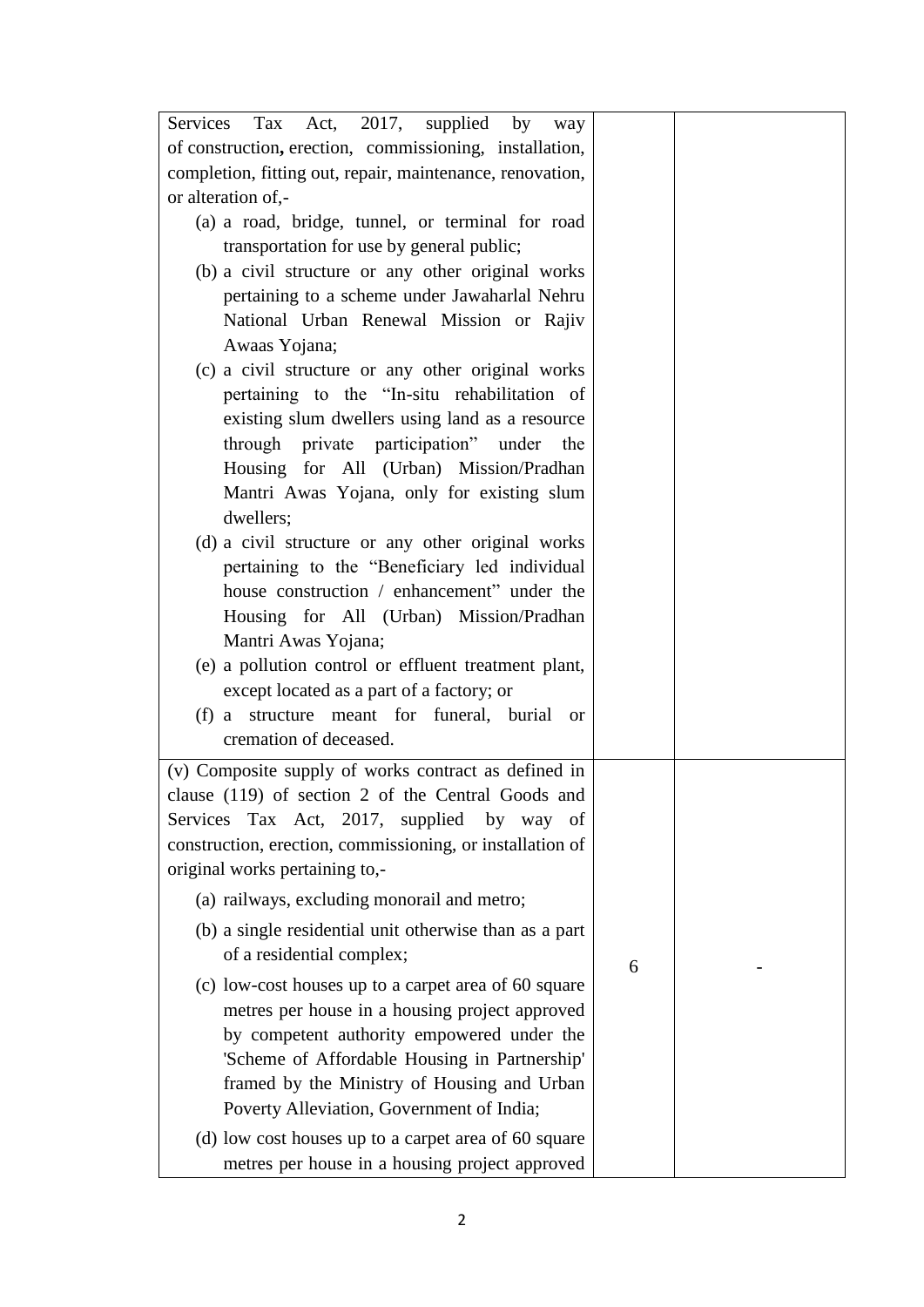| | | |
|---|---|---|
| Services Tax Act, 2017, supplied by way of construction, erection, commissioning, installation, completion, fitting out, repair, maintenance, renovation, or alteration of,-<br>(a) a road, bridge, tunnel, or terminal for road transportation for use by general public;<br>(b) a civil structure or any other original works pertaining to a scheme under Jawaharlal Nehru National Urban Renewal Mission or Rajiv Awaas Yojana;<br>(c) a civil structure or any other original works pertaining to the "In-situ rehabilitation of existing slum dwellers using land as a resource through private participation" under the Housing for All (Urban) Mission/Pradhan Mantri Awas Yojana, only for existing slum dwellers;<br>(d) a civil structure or any other original works pertaining to the "Beneficiary led individual house construction / enhancement" under the Housing for All (Urban) Mission/Pradhan Mantri Awas Yojana;<br>(e) a pollution control or effluent treatment plant, except located as a part of a factory; or<br>(f) a structure meant for funeral, burial or cremation of deceased. | | |
| (v) Composite supply of works contract as defined in clause (119) of section 2 of the Central Goods and Services Tax Act, 2017, supplied by way of construction, erection, commissioning, or installation of original works pertaining to,-<br>(a) railways, excluding monorail and metro;<br>(b) a single residential unit otherwise than as a part of a residential complex;<br>(c) low-cost houses up to a carpet area of 60 square metres per house in a housing project approved by competent authority empowered under the 'Scheme of Affordable Housing in Partnership' framed by the Ministry of Housing and Urban Poverty Alleviation, Government of India;<br>(d) low cost houses up to a carpet area of 60 square metres per house in a housing project approved | 6 | - |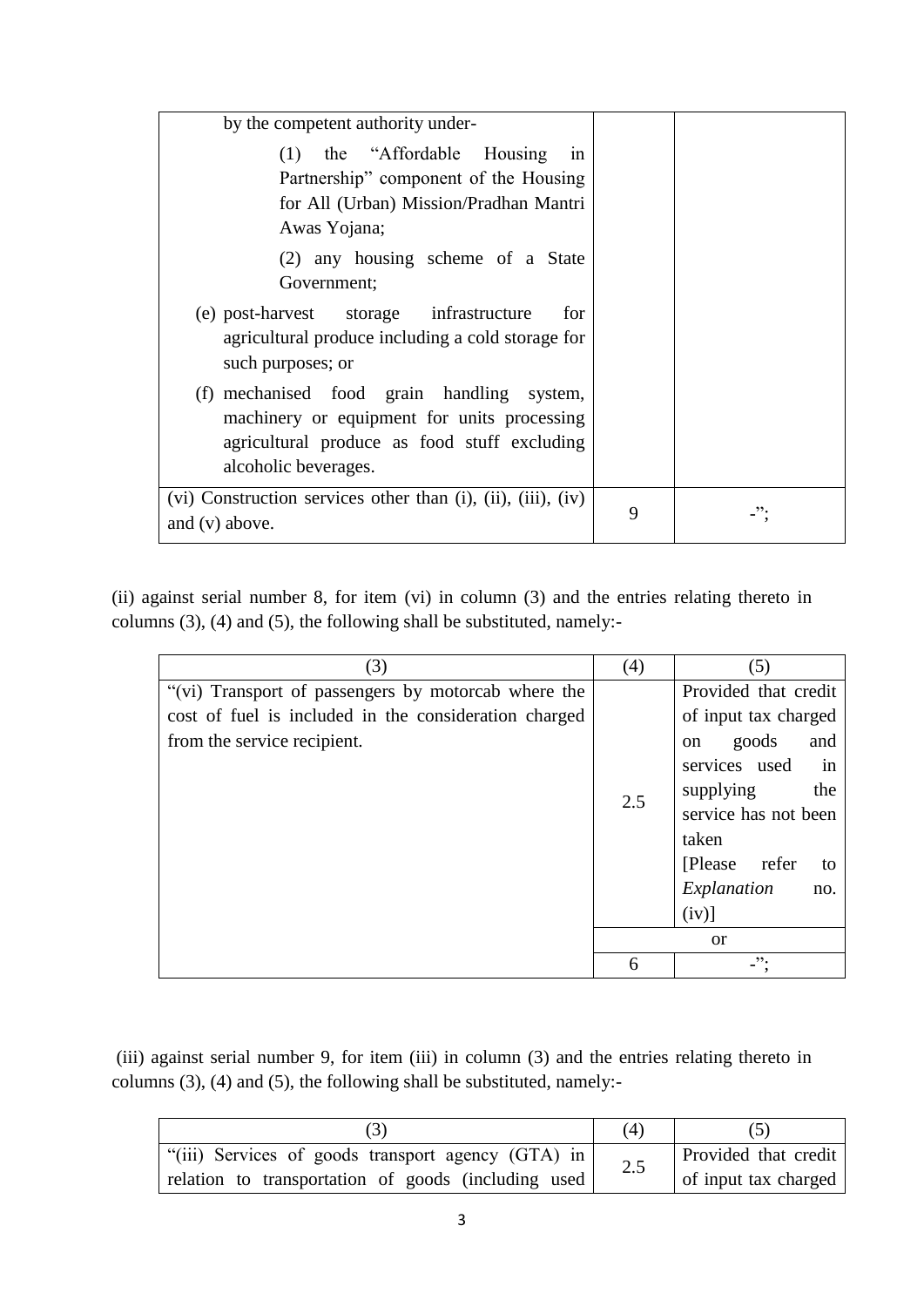| | | |
|---|---|---|
| by the competent authority under-<br>(1) the "Affordable Housing in Partnership" component of the Housing for All (Urban) Mission/Pradhan Mantri Awas Yojana;<br>(2) any housing scheme of a State Government;<br>(e) post-harvest storage infrastructure for agricultural produce including a cold storage for such purposes; or<br>(f) mechanised food grain handling system, machinery or equipment for units processing agricultural produce as food stuff excluding alcoholic beverages. | | |
| (vi) Construction services other than (i), (ii), (iii), (iv) and (v) above. | 9 | -"; |

(ii) against serial number 8, for item (vi) in column (3) and the entries relating thereto in columns (3), (4) and (5), the following shall be substituted, namely:-

| (3) | (4) | (5) |
|---|---|---|
| "(vi) Transport of passengers by motorcab where the cost of fuel is included in the consideration charged from the service recipient. | 2.5 | Provided that credit of input tax charged on goods and services used in supplying the service has not been taken [Please refer to *Explanation* no. (iv)] |
| | or | |
| | 6 | -"; |

(iii) against serial number 9, for item (iii) in column (3) and the entries relating thereto in columns (3), (4) and (5), the following shall be substituted, namely:-

| (3) | (4) | (5) |
|---|---|---|
| "(iii) Services of goods transport agency (GTA) in relation to transportation of goods (including used | 2.5 | Provided that credit of input tax charged |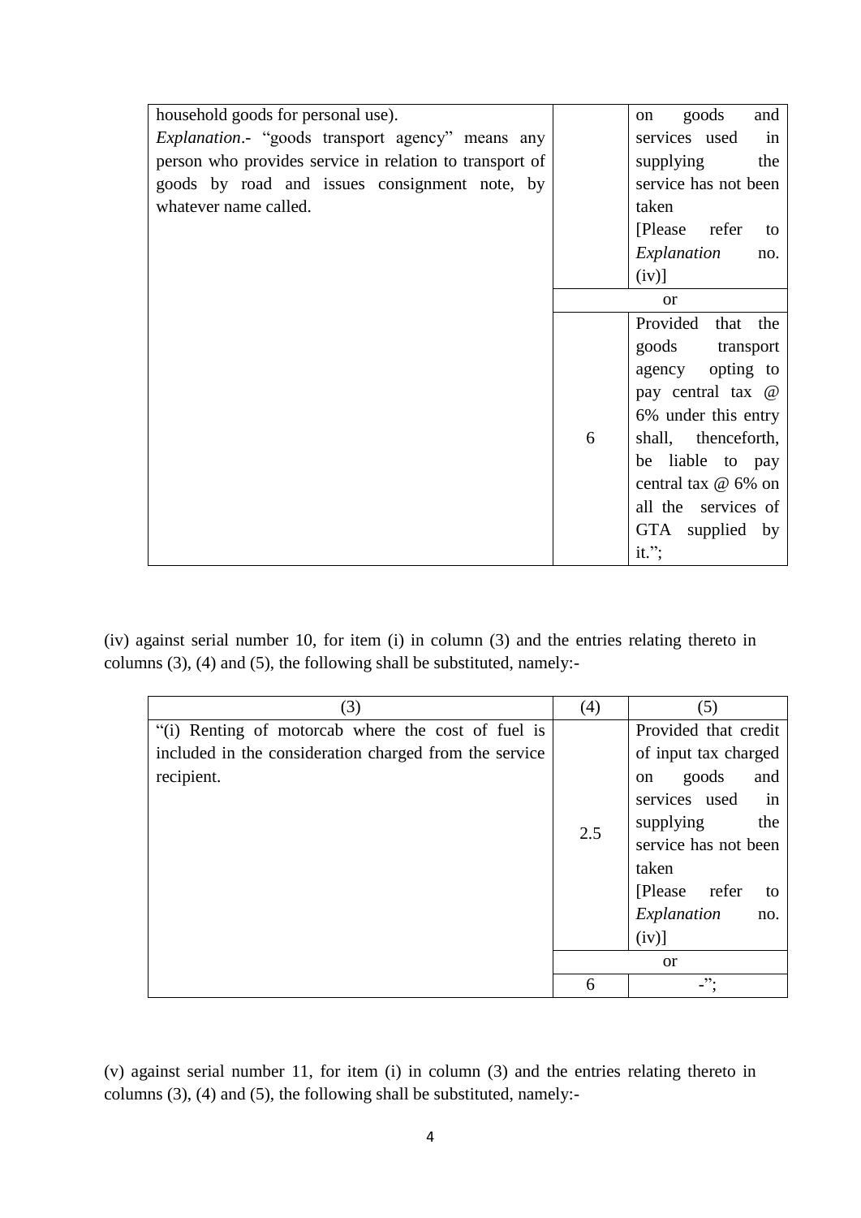| | | |
|---|---|---|
| household goods for personal use).<br>*Explanation*.- "goods transport agency" means any person who provides service in relation to transport of goods by road and issues consignment note, by whatever name called. | | on goods and services used in supplying the service has not been taken<br>[Please refer to *Explanation* no. (iv)] |
| | or | |
| | 6 | Provided that the goods transport agency opting to pay central tax @ 6% under this entry shall, thenceforth, be liable to pay central tax @ 6% on all the services of GTA supplied by it."; |

(iv) against serial number 10, for item (i) in column (3) and the entries relating thereto in columns (3), (4) and (5), the following shall be substituted, namely:-

| (3) | (4) | (5) |
|---|---|---|
| "(i) Renting of motorcab where the cost of fuel is included in the consideration charged from the service recipient. | 2.5 | Provided that credit of input tax charged on goods and services used in supplying the service has not been taken<br>[Please refer to *Explanation* no. (iv)] |
| | or | |
| | 6 | -"; |

(v) against serial number 11, for item (i) in column (3) and the entries relating thereto in columns (3), (4) and (5), the following shall be substituted, namely:-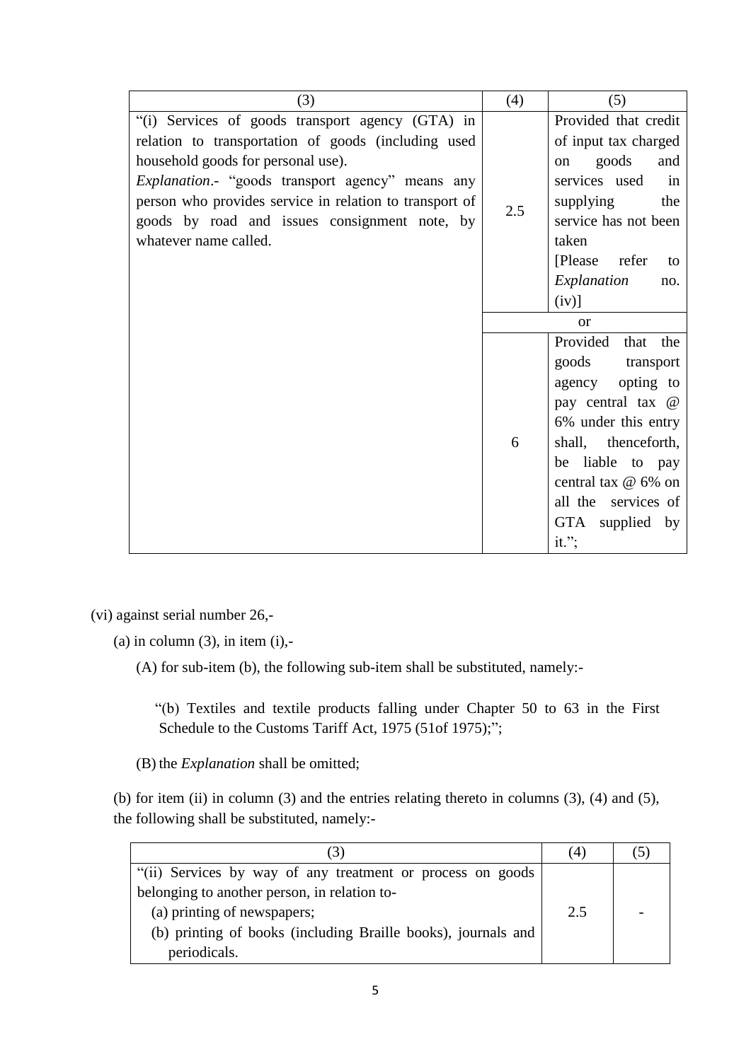| (3) | (4) | (5) |
| --- | --- | --- |
| "(i) Services of goods transport agency (GTA) in relation to transportation of goods (including used household goods for personal use).<br>*Explanation*.- "goods transport agency" means any person who provides service in relation to transport of goods by road and issues consignment note, by whatever name called. | 2.5 | Provided that credit of input tax charged on goods and services used in supplying the service has not been taken [Please refer to *Explanation* no. (iv)] |
| | or | |
| | 6 | Provided that the goods transport agency opting to pay central tax @ 6% under this entry shall, thenceforth, be liable to pay central tax @ 6% on all the services of GTA supplied by it."; |

(vi) against serial number 26,-

(a) in column (3), in item (i),-

(A) for sub-item (b), the following sub-item shall be substituted, namely:-

"(b) Textiles and textile products falling under Chapter 50 to 63 in the First Schedule to the Customs Tariff Act, 1975 (51of 1975);";

(B) the *Explanation* shall be omitted;

(b) for item (ii) in column (3) and the entries relating thereto in columns (3), (4) and (5), the following shall be substituted, namely:-

| (3) | (4) | (5) |
| --- | --- | --- |
| "(ii) Services by way of any treatment or process on goods belonging to another person, in relation to-<br>(a) printing of newspapers;<br>(b) printing of books (including Braille books), journals and periodicals. | 2.5 | - |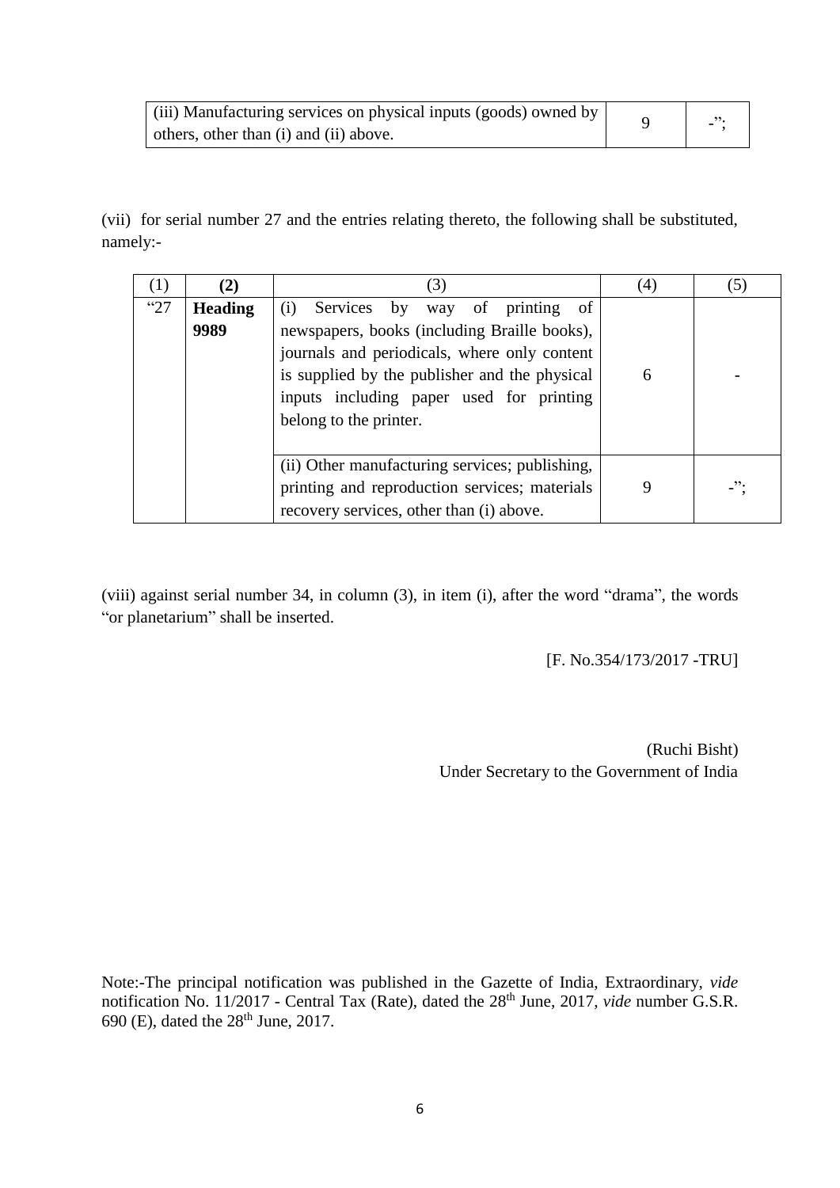| | | |
|---|---|---|
| (iii) Manufacturing services on physical inputs (goods) owned by others, other than (i) and (ii) above. | 9 | -"; |

(vii) for serial number 27 and the entries relating thereto, the following shall be substituted, namely:-

| (1) | (2) | (3) | (4) | (5) |
|---|---|---|---|---|
| "27 | **Heading 9989** | (i) Services by way of printing of newspapers, books (including Braille books), journals and periodicals, where only content is supplied by the publisher and the physical inputs including paper used for printing belong to the printer. | 6 | - |
| | | (ii) Other manufacturing services; publishing, printing and reproduction services; materials recovery services, other than (i) above. | 9 | -"; |

(viii) against serial number 34, in column (3), in item (i), after the word "drama", the words "or planetarium" shall be inserted.

[F. No.354/173/2017 -TRU]

(Ruchi Bisht)
Under Secretary to the Government of India

Note:-The principal notification was published in the Gazette of India, Extraordinary, *vide* notification No. 11/2017 - Central Tax (Rate), dated the 28th June, 2017, *vide* number G.S.R. 690 (E), dated the 28th June, 2017.